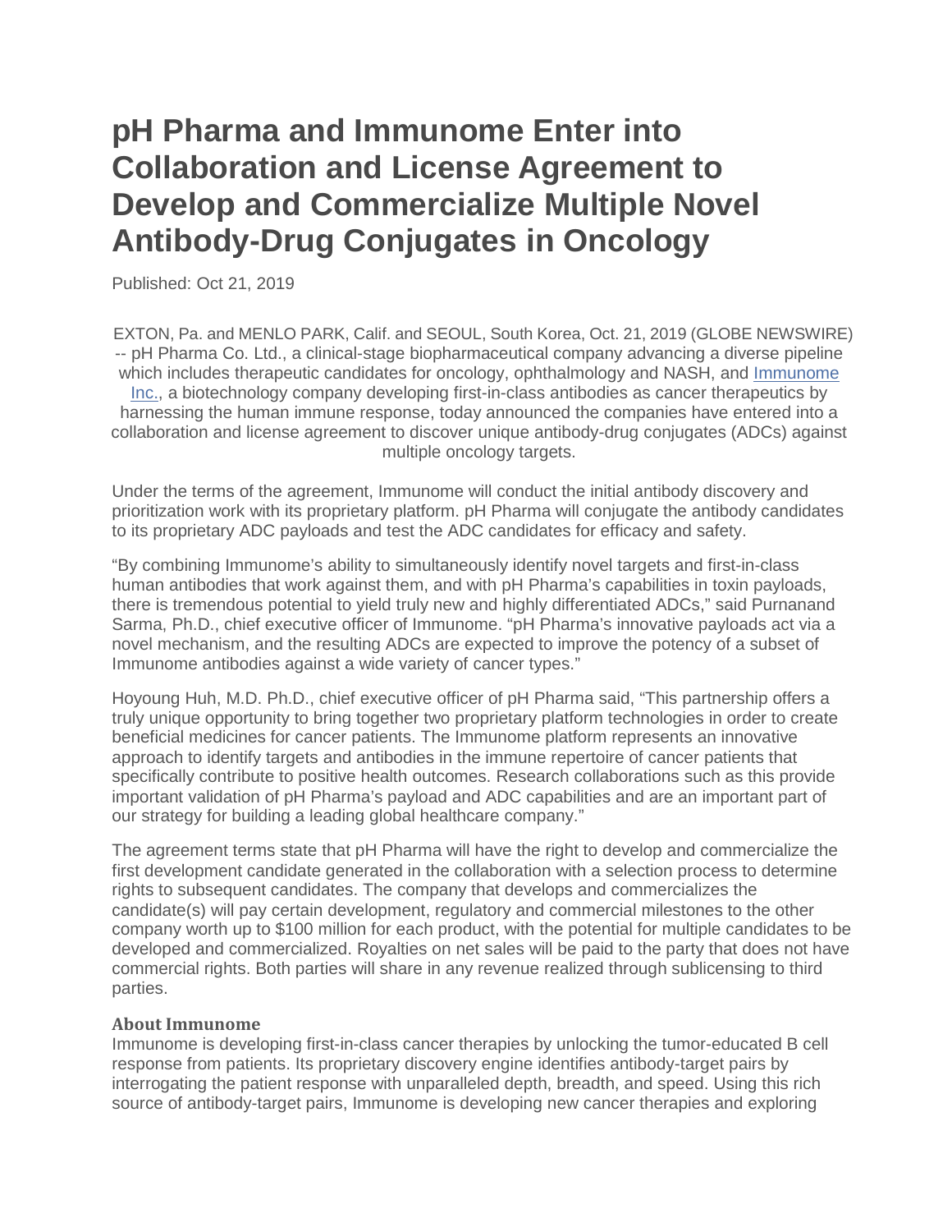# pH Pharma and Immunome Enter into Collaboration and License Agreement to Develop and Commercialize Multiple Novel Antibody-Drug Conjugates in Oncology

Published: Oct 21, 2019

EXTON, Pa. and MENLO PARK, Calif. and SEOUL, South Korea, Oct. 21, 2019 (GLOBE NEWSWIRE) -- pH Pharma Co. Ltd., a clinical-stage biopharmaceutical company advancing a diverse pipeline which includes therapeutic candidates for oncology, ophthalmology and NASH, and Immunome Inc., a biotechnology company developing first-in-class antibodies as cancer therapeutics by harnessing the human immune response, today announced the companies have entered into a collaboration and license agreement to discover unique antibody-drug conjugates (ADCs) against multiple oncology targets.

Under the terms of the agreement, Immunome will conduct the initial antibody discovery and prioritization work with its proprietary platform. pH Pharma will conjugate the antibody candidates to its proprietary ADC payloads and test the ADC candidates for efficacy and safety.

"By combining Immunome's ability to simultaneously identify novel targets and first-in-class human antibodies that work against them, and with pH Pharma's capabilities in toxin payloads, there is tremendous potential to yield truly new and highly differentiated ADCs," said Purnanand Sarma, Ph.D., chief executive officer of Immunome. "pH Pharma's innovative payloads act via a novel mechanism, and the resulting ADCs are expected to improve the potency of a subset of Immunome antibodies against a wide variety of cancer types."

Hoyoung Huh, M.D. Ph.D., chief executive officer of pH Pharma said, "This partnership offers a truly unique opportunity to bring together two proprietary platform technologies in order to create beneficial medicines for cancer patients. The Immunome platform represents an innovative approach to identify targets and antibodies in the immune repertoire of cancer patients that specifically contribute to positive health outcomes. Research collaborations such as this provide important validation of pH Pharma's payload and ADC capabilities and are an important part of our strategy for building a leading global healthcare company."

The agreement terms state that pH Pharma will have the right to develop and commercialize the first development candidate generated in the collaboration with a selection process to determine rights to subsequent candidates. The company that develops and commercializes the candidate(s) will pay certain development, regulatory and commercial milestones to the other company worth up to $100 million for each product, with the potential for multiple candidates to be developed and commercialized. Royalties on net sales will be paid to the party that does not have commercial rights. Both parties will share in any revenue realized through sublicensing to third parties.

**About Immunome**
Immunome is developing first-in-class cancer therapies by unlocking the tumor-educated B cell response from patients. Its proprietary discovery engine identifies antibody-target pairs by interrogating the patient response with unparalleled depth, breadth, and speed. Using this rich source of antibody-target pairs, Immunome is developing new cancer therapies and exploring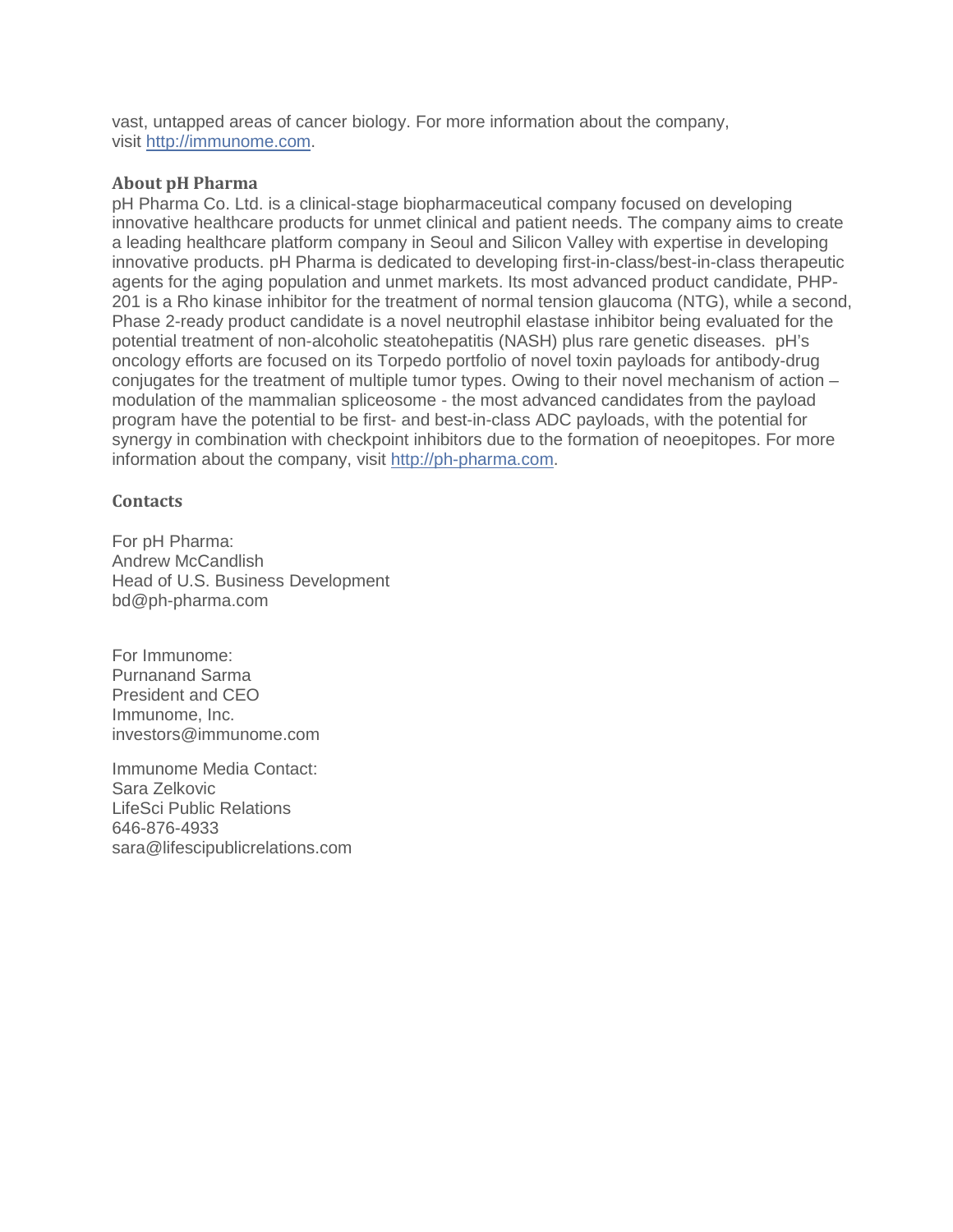vast, untapped areas of cancer biology. For more information about the company, visit http://immunome.com.

## About pH Pharma

pH Pharma Co. Ltd. is a clinical-stage biopharmaceutical company focused on developing innovative healthcare products for unmet clinical and patient needs. The company aims to create a leading healthcare platform company in Seoul and Silicon Valley with expertise in developing innovative products. pH Pharma is dedicated to developing first-in-class/best-in-class therapeutic agents for the aging population and unmet markets. Its most advanced product candidate, PHP-201 is a Rho kinase inhibitor for the treatment of normal tension glaucoma (NTG), while a second, Phase 2-ready product candidate is a novel neutrophil elastase inhibitor being evaluated for the potential treatment of non-alcoholic steatohepatitis (NASH) plus rare genetic diseases. pH's oncology efforts are focused on its Torpedo portfolio of novel toxin payloads for antibody-drug conjugates for the treatment of multiple tumor types. Owing to their novel mechanism of action – modulation of the mammalian spliceosome - the most advanced candidates from the payload program have the potential to be first- and best-in-class ADC payloads, with the potential for synergy in combination with checkpoint inhibitors due to the formation of neoepitopes. For more information about the company, visit http://ph-pharma.com.

## Contacts

For pH Pharma:
Andrew McCandlish
Head of U.S. Business Development
bd@ph-pharma.com

For Immunome:
Purnanand Sarma
President and CEO
Immunome, Inc.
investors@immunome.com

Immunome Media Contact:
Sara Zelkovic
LifeSci Public Relations
646-876-4933
sara@lifescipublicrelations.com